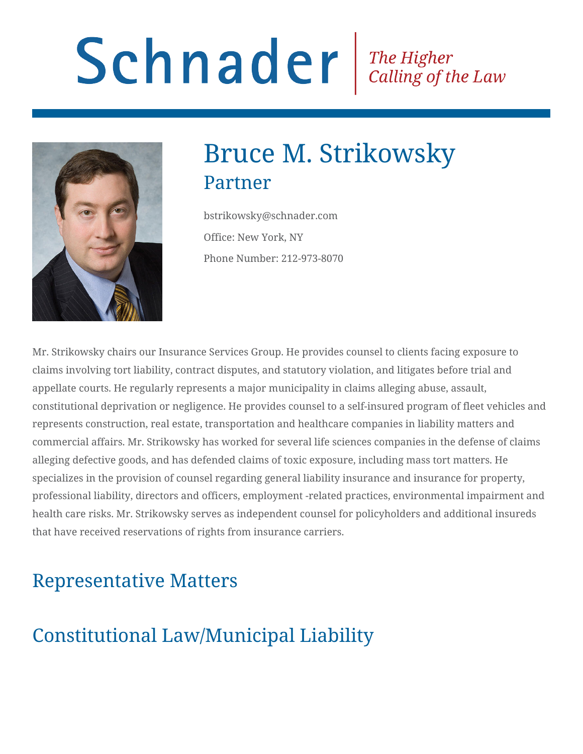# Schnader | *The Higher Calling of the Law*

# Bruce M. Strikowsky

## Partner

bstrikowsky@schnader.com

Office: New York, NY

Phone Number: 212-973-8070

Mr. Strikowsky chairs our Insurance Services Group. He provides counsel to clients facing exposure to claims involving tort liability, contract disputes, and statutory violation, and litigates before trial and appellate courts. He regularly represents a major municipality in claims alleging abuse, assault, constitutional deprivation or negligence. He provides counsel to a self-insured program of fleet vehicles and represents construction, real estate, transportation and healthcare companies in liability matters and commercial affairs. Mr. Strikowsky has worked for several life sciences companies in the defense of claims alleging defective goods, and has defended claims of toxic exposure, including mass tort matters. He specializes in the provision of counsel regarding general liability insurance and insurance for property, professional liability, directors and officers, employment -related practices, environmental impairment and health care risks. Mr. Strikowsky serves as independent counsel for policyholders and additional insureds that have received reservations of rights from insurance carriers.

## Representative Matters

## Constitutional Law/Municipal Liability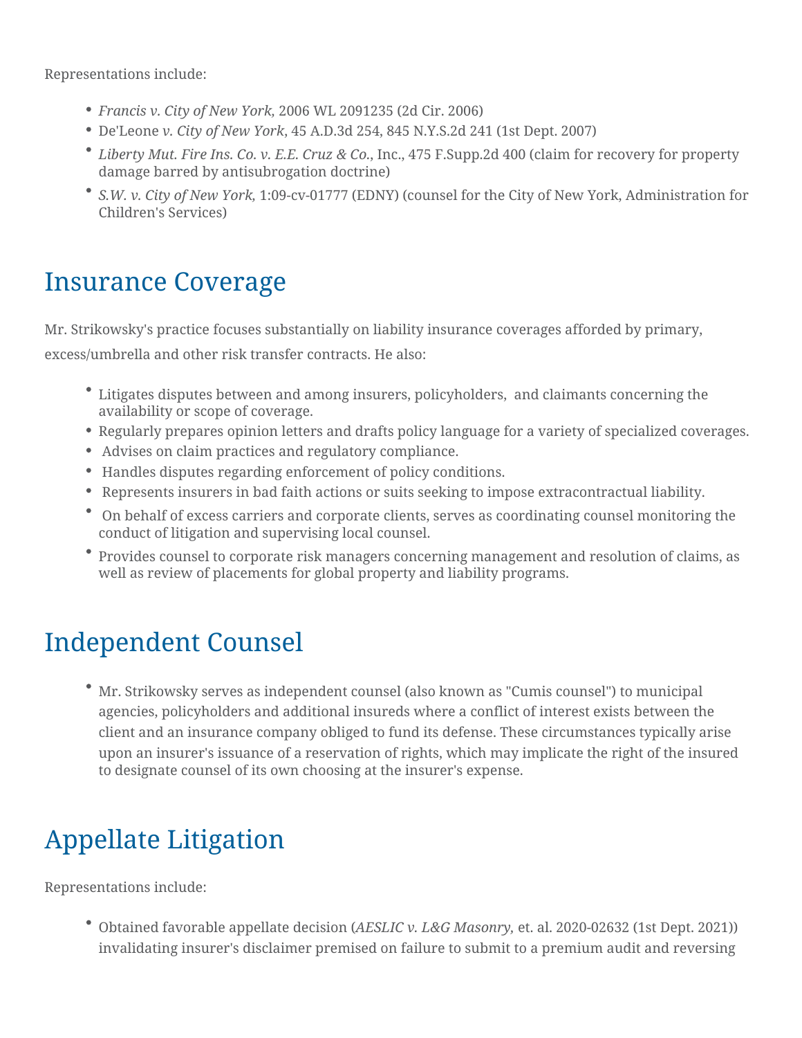Representations include:

- *Francis v. City of New York,* 2006 WL 2091235 (2d Cir. 2006)
- De'Leone *v. City of New York*, 45 A.D.3d 254, 845 N.Y.S.2d 241 (1st Dept. 2007)
- *Liberty Mut. Fire Ins. Co. v. E.E. Cruz & Co.*, Inc., 475 F.Supp.2d 400 (claim for recovery for property damage barred by antisubrogation doctrine)
- *S.W. v. City of New York,* 1:09-cv-01777 (EDNY) (counsel for the City of New York, Administration for Children's Services)

## Insurance Coverage

Mr. Strikowsky's practice focuses substantially on liability insurance coverages afforded by primary, excess/umbrella and other risk transfer contracts. He also:

- Litigates disputes between and among insurers, policyholders, and claimants concerning the availability or scope of coverage.
- Regularly prepares opinion letters and drafts policy language for a variety of specialized coverages.
- Advises on claim practices and regulatory compliance.
- Handles disputes regarding enforcement of policy conditions.
- Represents insurers in bad faith actions or suits seeking to impose extracontractual liability.
- On behalf of excess carriers and corporate clients, serves as coordinating counsel monitoring the conduct of litigation and supervising local counsel.
- Provides counsel to corporate risk managers concerning management and resolution of claims, as well as review of placements for global property and liability programs.

## Independent Counsel

- Mr. Strikowsky serves as independent counsel (also known as "Cumis counsel") to municipal agencies, policyholders and additional insureds where a conflict of interest exists between the client and an insurance company obliged to fund its defense. These circumstances typically arise upon an insurer's issuance of a reservation of rights, which may implicate the right of the insured to designate counsel of its own choosing at the insurer's expense.

## Appellate Litigation

Representations include:

- Obtained favorable appellate decision (*AESLIC v. L&G Masonry,* et. al. 2020-02632 (1st Dept. 2021)) invalidating insurer's disclaimer premised on failure to submit to a premium audit and reversing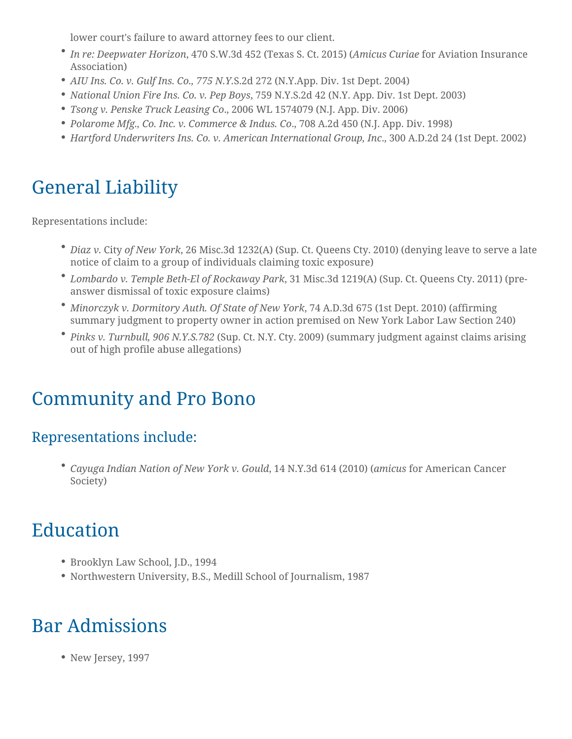lower court's failure to award attorney fees to our client.

- *In re: Deepwater Horizon*, 470 S.W.3d 452 (Texas S. Ct. 2015) (*Amicus Curiae* for Aviation Insurance Association)
- *AIU Ins. Co. v. Gulf Ins. Co., 775 N.Y.*S.2d 272 (N.Y.App. Div. 1st Dept. 2004)
- *National Union Fire Ins. Co. v. Pep Boys*, 759 N.Y.S.2d 42 (N.Y. App. Div. 1st Dept. 2003)
- *Tsong v. Penske Truck Leasing Co*., 2006 WL 1574079 (N.J. App. Div. 2006)
- *Polarome Mfg., Co. Inc. v. Commerce & Indus. Co*., 708 A.2d 450 (N.J. App. Div. 1998)
- *Hartford Underwriters Ins. Co. v. American International Group, Inc*., 300 A.D.2d 24 (1st Dept. 2002)

# General Liability

Representations include:

- *Diaz v.* City *of New York*, 26 Misc.3d 1232(A) (Sup. Ct. Queens Cty. 2010) (denying leave to serve a late notice of claim to a group of individuals claiming toxic exposure)
- *Lombardo v. Temple Beth-El of Rockaway Park*, 31 Misc.3d 1219(A) (Sup. Ct. Queens Cty. 2011) (pre-answer dismissal of toxic exposure claims)
- *Minorczyk v. Dormitory Auth. Of State of New York*, 74 A.D.3d 675 (1st Dept. 2010) (affirming summary judgment to property owner in action premised on New York Labor Law Section 240)
- *Pinks v. Turnbull, 906 N.Y.S.782* (Sup. Ct. N.Y. Cty. 2009) (summary judgment against claims arising out of high profile abuse allegations)

# Community and Pro Bono

## Representations include:

- *Cayuga Indian Nation of New York v. Gould*, 14 N.Y.3d 614 (2010) (*amicus* for American Cancer Society)

# Education

- Brooklyn Law School, J.D., 1994
- Northwestern University, B.S., Medill School of Journalism, 1987

# Bar Admissions

- New Jersey, 1997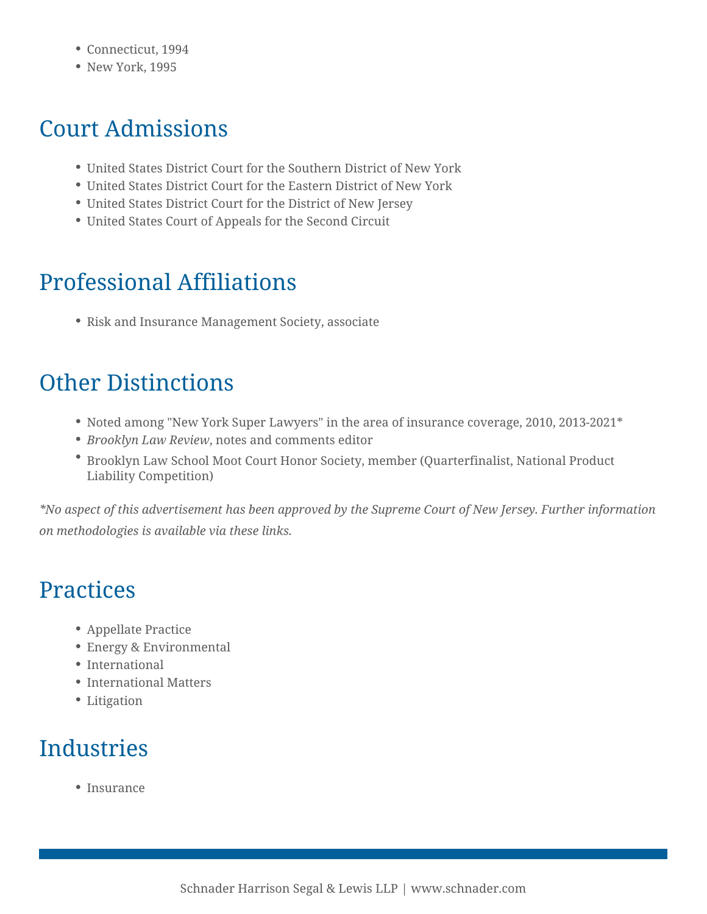- Connecticut, 1994
- New York, 1995

## Court Admissions

- United States District Court for the Southern District of New York
- United States District Court for the Eastern District of New York
- United States District Court for the District of New Jersey
- United States Court of Appeals for the Second Circuit

## Professional Affiliations

- Risk and Insurance Management Society, associate

## Other Distinctions

- Noted among "New York Super Lawyers" in the area of insurance coverage, 2010, 2013-2021*
- *Brooklyn Law Review*, notes and comments editor
- Brooklyn Law School Moot Court Honor Society, member (Quarterfinalist, National Product Liability Competition)

*\*No aspect of this advertisement has been approved by the Supreme Court of New Jersey. Further information on methodologies is available via these links.*

## Practices

- Appellate Practice
- Energy & Environmental
- International
- International Matters
- Litigation

## Industries

- Insurance